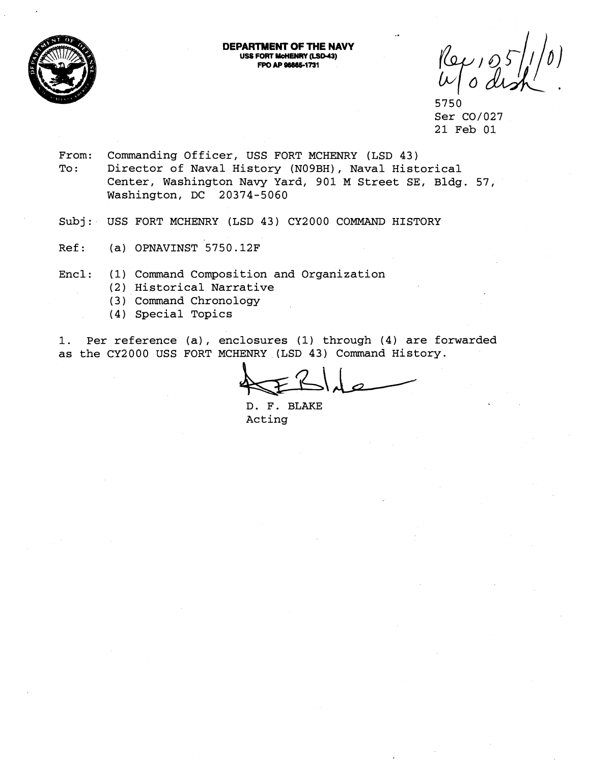**DEPARTMENT OF THE NAVY**
**USS FORT McHENRY (LSD-43)**
**FPO AP 96665-1731**

Rec'd 05/1/01
w/o disk

5750
Ser CO/027
21 Feb 01

From: Commanding Officer, USS FORT MCHENRY (LSD 43)
To: Director of Naval History (N09BH), Naval Historical Center, Washington Navy Yard, 901 M Street SE, Bldg. 57, Washington, DC 20374-5060

Subj: USS FORT MCHENRY (LSD 43) CY2000 COMMAND HISTORY

Ref: (a) OPNAVINST 5750.12F

Encl: (1) Command Composition and Organization
(2) Historical Narrative
(3) Command Chronology
(4) Special Topics

1. Per reference (a), enclosures (1) through (4) are forwarded as the CY2000 USS FORT MCHENRY (LSD 43) Command History.

D. F. BLAKE
Acting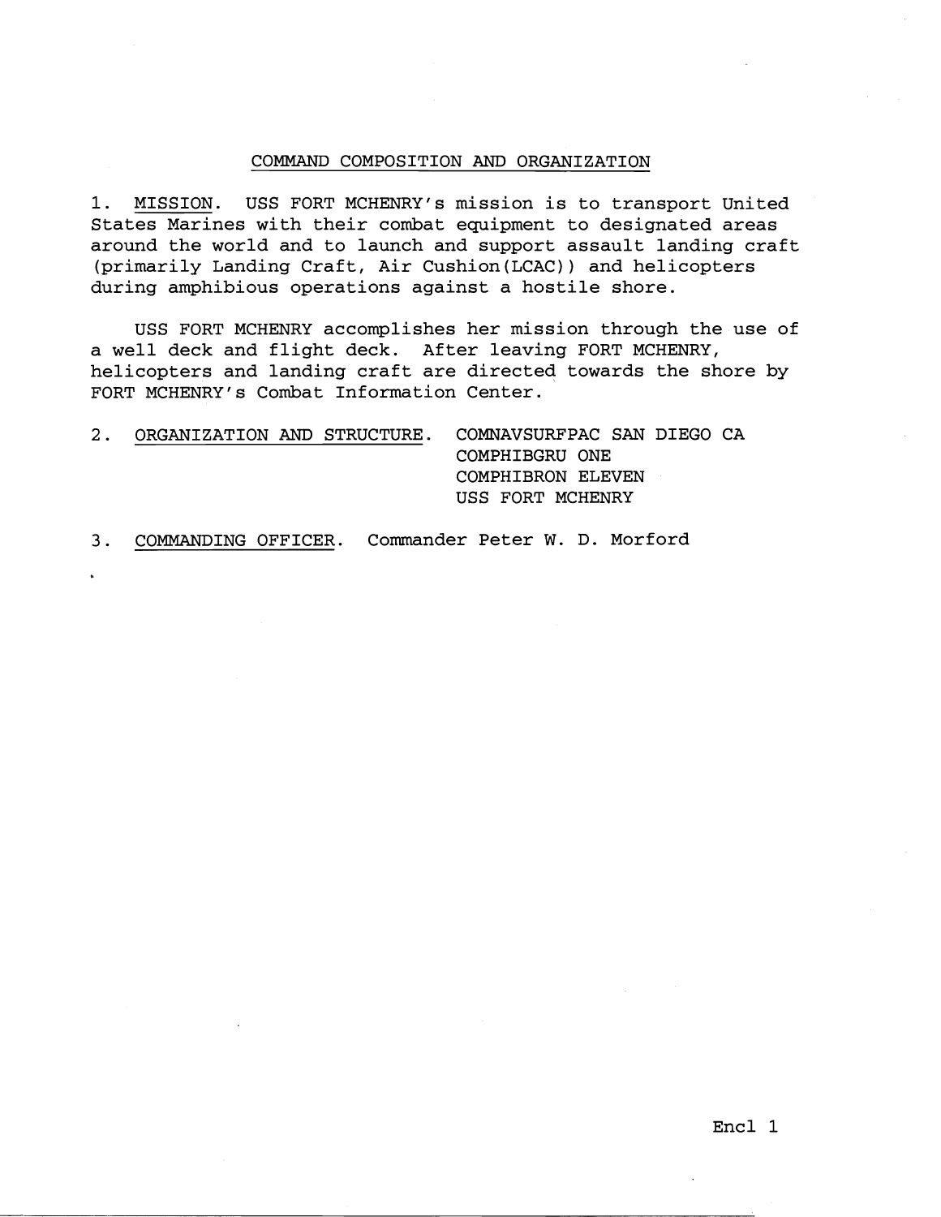# COMMAND COMPOSITION AND ORGANIZATION

1. MISSION. USS FORT MCHENRY's mission is to transport United States Marines with their combat equipment to designated areas around the world and to launch and support assault landing craft (primarily Landing Craft, Air Cushion(LCAC)) and helicopters during amphibious operations against a hostile shore.

   USS FORT MCHENRY accomplishes her mission through the use of a well deck and flight deck. After leaving FORT MCHENRY, helicopters and landing craft are directed towards the shore by FORT MCHENRY's Combat Information Center.

2. ORGANIZATION AND STRUCTURE.
   COMNAVSURFPAC SAN DIEGO CA
   COMPHIBGRU ONE
   COMPHIBRON ELEVEN
   USS FORT MCHENRY

3. COMMANDING OFFICER. Commander Peter W. D. Morford

Encl 1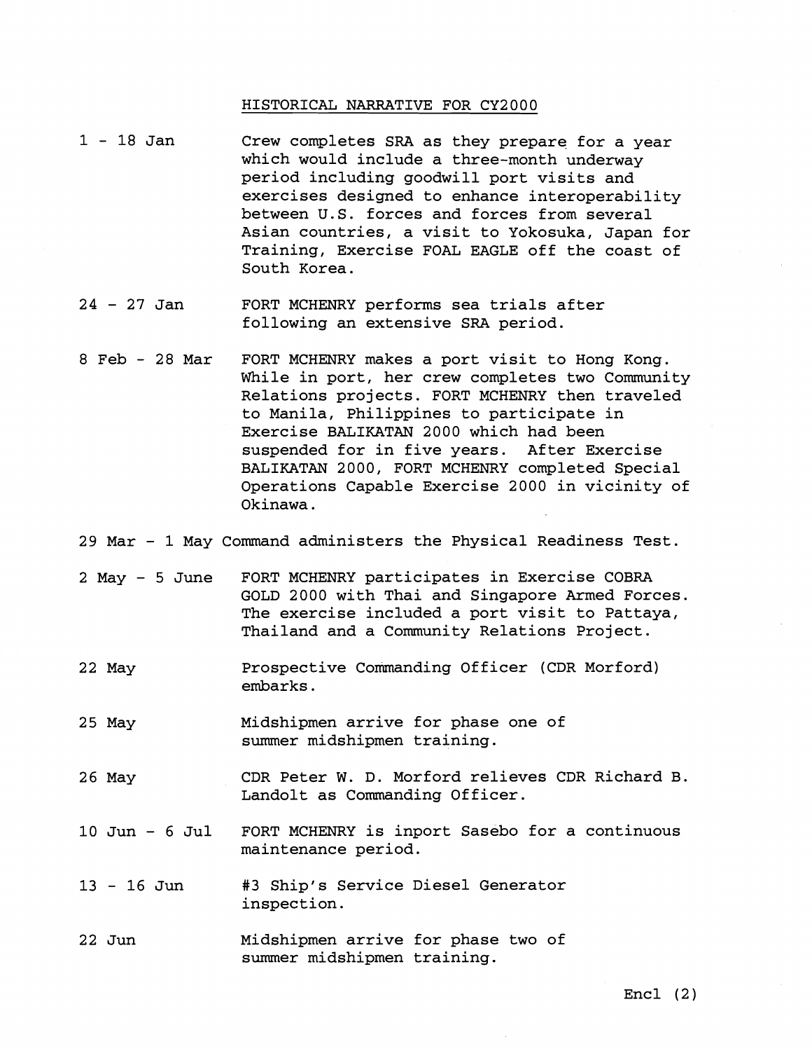## HISTORICAL NARRATIVE FOR CY2000

| | |
|---|---|
| 1 - 18 Jan | Crew completes SRA as they prepare for a year which would include a three-month underway period including goodwill port visits and exercises designed to enhance interoperability between U.S. forces and forces from several Asian countries, a visit to Yokosuka, Japan for Training, Exercise FOAL EAGLE off the coast of South Korea. |
| 24 - 27 Jan | FORT MCHENRY performs sea trials after following an extensive SRA period. |
| 8 Feb - 28 Mar | FORT MCHENRY makes a port visit to Hong Kong. While in port, her crew completes two Community Relations projects. FORT MCHENRY then traveled to Manila, Philippines to participate in Exercise BALIKATAN 2000 which had been suspended for in five years. After Exercise BALIKATAN 2000, FORT MCHENRY completed Special Operations Capable Exercise 2000 in vicinity of Okinawa. |
| 29 Mar - 1 May | Command administers the Physical Readiness Test. |
| 2 May - 5 June | FORT MCHENRY participates in Exercise COBRA GOLD 2000 with Thai and Singapore Armed Forces. The exercise included a port visit to Pattaya, Thailand and a Community Relations Project. |
| 22 May | Prospective Commanding Officer (CDR Morford) embarks. |
| 25 May | Midshipmen arrive for phase one of summer midshipmen training. |
| 26 May | CDR Peter W. D. Morford relieves CDR Richard B. Landolt as Commanding Officer. |
| 10 Jun - 6 Jul | FORT MCHENRY is inport Sasebo for a continuous maintenance period. |
| 13 - 16 Jun | #3 Ship's Service Diesel Generator inspection. |
| 22 Jun | Midshipmen arrive for phase two of summer midshipmen training. |

Encl (2)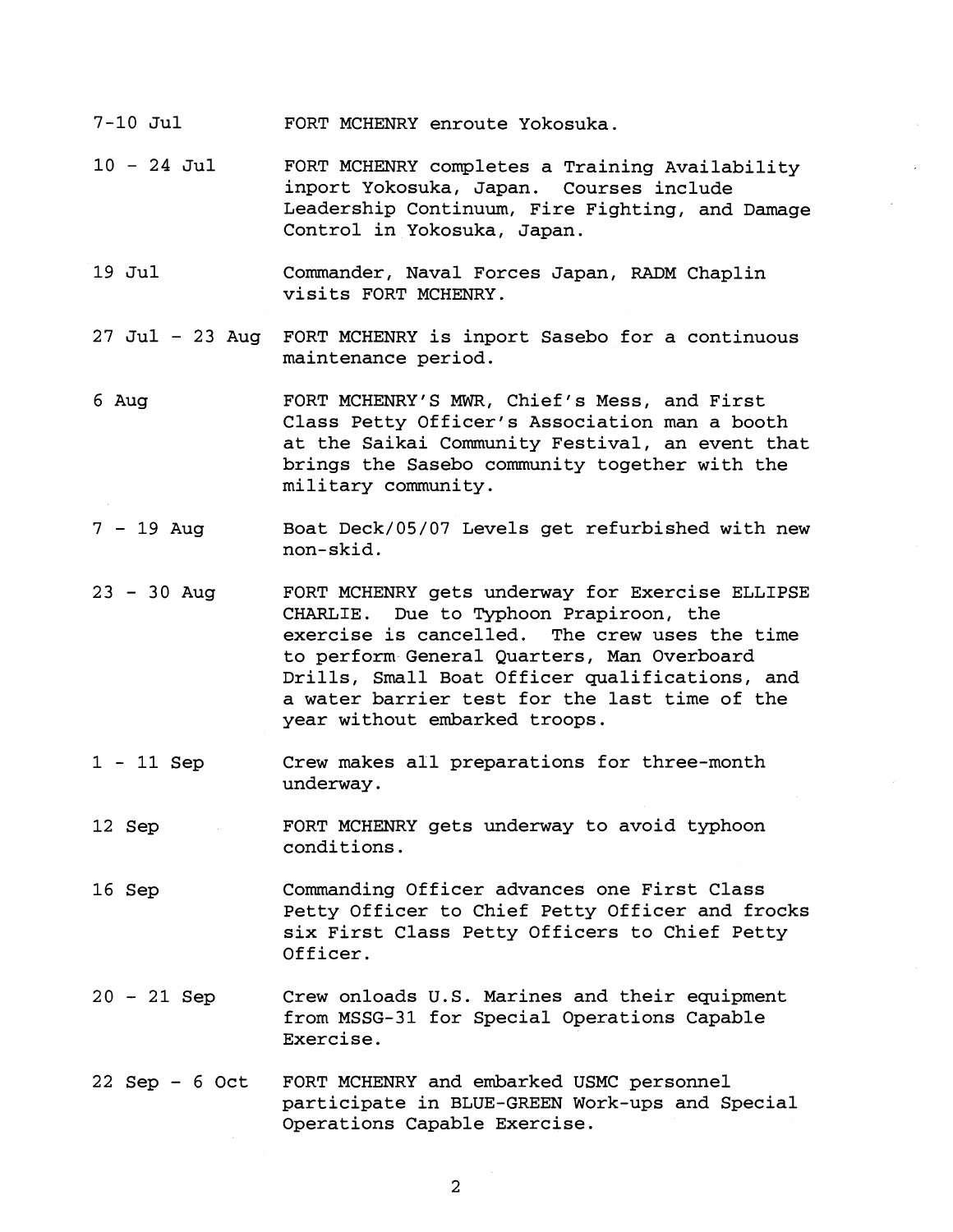| | |
|---|---|
| 7-10 Jul | FORT MCHENRY enroute Yokosuka. |
| 10 - 24 Jul | FORT MCHENRY completes a Training Availability inport Yokosuka, Japan. Courses include Leadership Continuum, Fire Fighting, and Damage Control in Yokosuka, Japan. |
| 19 Jul | Commander, Naval Forces Japan, RADM Chaplin visits FORT MCHENRY. |
| 27 Jul - 23 Aug | FORT MCHENRY is inport Sasebo for a continuous maintenance period. |
| 6 Aug | FORT MCHENRY'S MWR, Chief's Mess, and First Class Petty Officer's Association man a booth at the Saikai Community Festival, an event that brings the Sasebo community together with the military community. |
| 7 - 19 Aug | Boat Deck/05/07 Levels get refurbished with new non-skid. |
| 23 - 30 Aug | FORT MCHENRY gets underway for Exercise ELLIPSE CHARLIE. Due to Typhoon Prapiroon, the exercise is cancelled. The crew uses the time to perform General Quarters, Man Overboard Drills, Small Boat Officer qualifications, and a water barrier test for the last time of the year without embarked troops. |
| 1 - 11 Sep | Crew makes all preparations for three-month underway. |
| 12 Sep | FORT MCHENRY gets underway to avoid typhoon conditions. |
| 16 Sep | Commanding Officer advances one First Class Petty Officer to Chief Petty Officer and frocks six First Class Petty Officers to Chief Petty Officer. |
| 20 - 21 Sep | Crew onloads U.S. Marines and their equipment from MSSG-31 for Special Operations Capable Exercise. |
| 22 Sep - 6 Oct | FORT MCHENRY and embarked USMC personnel participate in BLUE-GREEN Work-ups and Special Operations Capable Exercise. |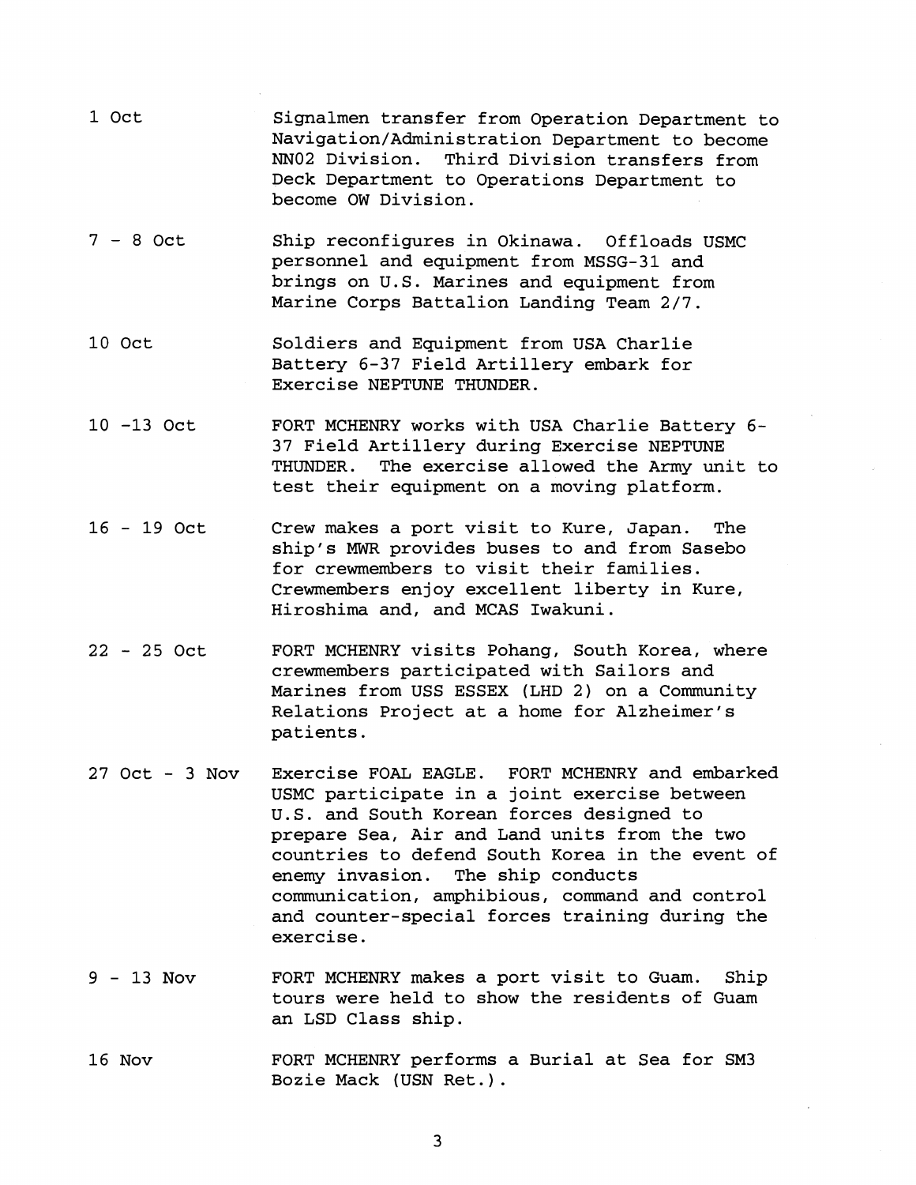| | |
|---|---|
| 1 Oct | Signalmen transfer from Operation Department to Navigation/Administration Department to become NN02 Division. Third Division transfers from Deck Department to Operations Department to become OW Division. |
| 7 - 8 Oct | Ship reconfigures in Okinawa. Offloads USMC personnel and equipment from MSSG-31 and brings on U.S. Marines and equipment from Marine Corps Battalion Landing Team 2/7. |
| 10 Oct | Soldiers and Equipment from USA Charlie Battery 6-37 Field Artillery embark for Exercise NEPTUNE THUNDER. |
| 10 -13 Oct | FORT MCHENRY works with USA Charlie Battery 6-37 Field Artillery during Exercise NEPTUNE THUNDER. The exercise allowed the Army unit to test their equipment on a moving platform. |
| 16 - 19 Oct | Crew makes a port visit to Kure, Japan. The ship's MWR provides buses to and from Sasebo for crewmembers to visit their families. Crewmembers enjoy excellent liberty in Kure, Hiroshima and, and MCAS Iwakuni. |
| 22 - 25 Oct | FORT MCHENRY visits Pohang, South Korea, where crewmembers participated with Sailors and Marines from USS ESSEX (LHD 2) on a Community Relations Project at a home for Alzheimer's patients. |
| 27 Oct - 3 Nov | Exercise FOAL EAGLE. FORT MCHENRY and embarked USMC participate in a joint exercise between U.S. and South Korean forces designed to prepare Sea, Air and Land units from the two countries to defend South Korea in the event of enemy invasion. The ship conducts communication, amphibious, command and control and counter-special forces training during the exercise. |
| 9 - 13 Nov | FORT MCHENRY makes a port visit to Guam. Ship tours were held to show the residents of Guam an LSD Class ship. |
| 16 Nov | FORT MCHENRY performs a Burial at Sea for SM3 Bozie Mack (USN Ret.). |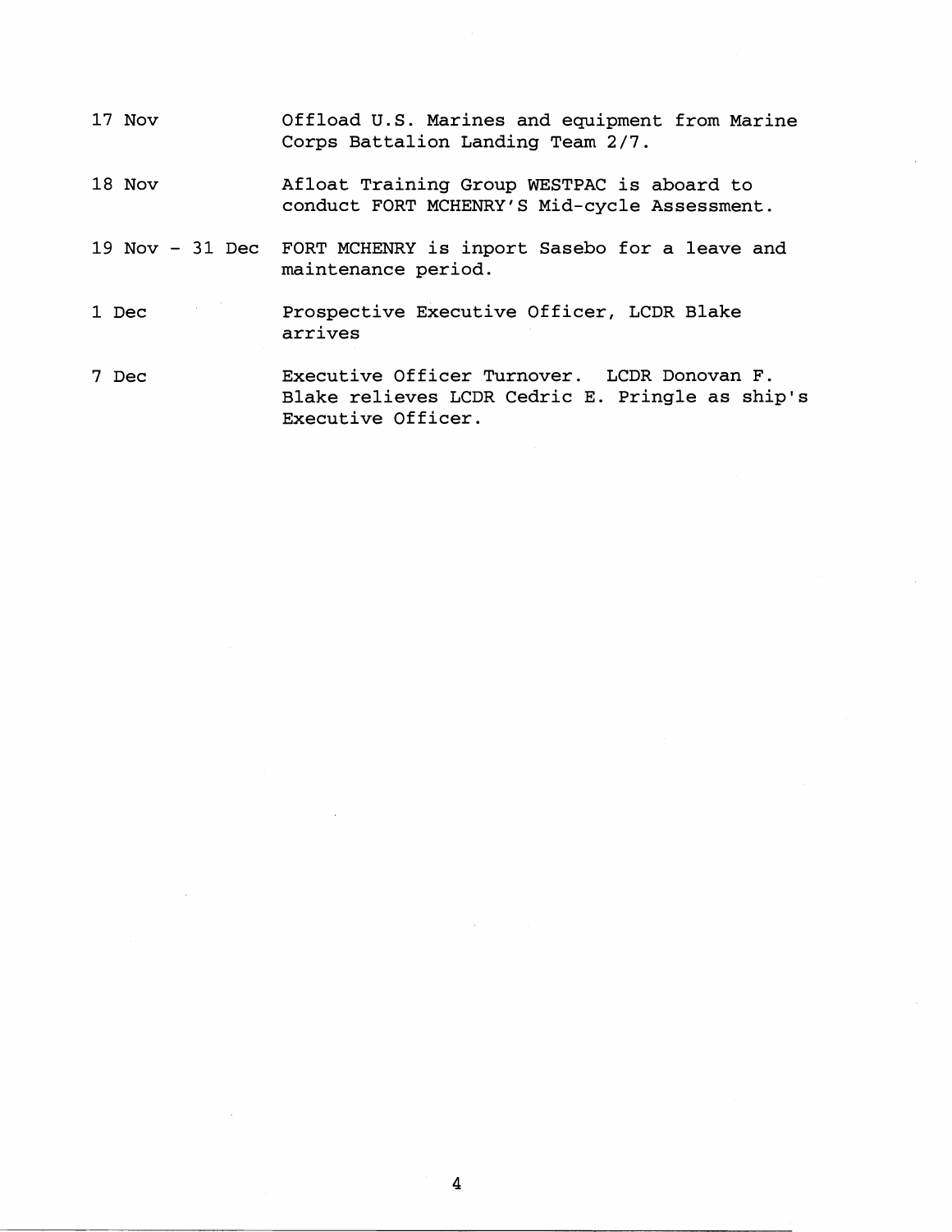17 Nov — Offload U.S. Marines and equipment from Marine Corps Battalion Landing Team 2/7.

18 Nov — Afloat Training Group WESTPAC is aboard to conduct FORT MCHENRY'S Mid-cycle Assessment.

19 Nov - 31 Dec — FORT MCHENRY is inport Sasebo for a leave and maintenance period.

1 Dec — Prospective Executive Officer, LCDR Blake arrives

7 Dec — Executive Officer Turnover. LCDR Donovan F. Blake relieves LCDR Cedric E. Pringle as ship's Executive Officer.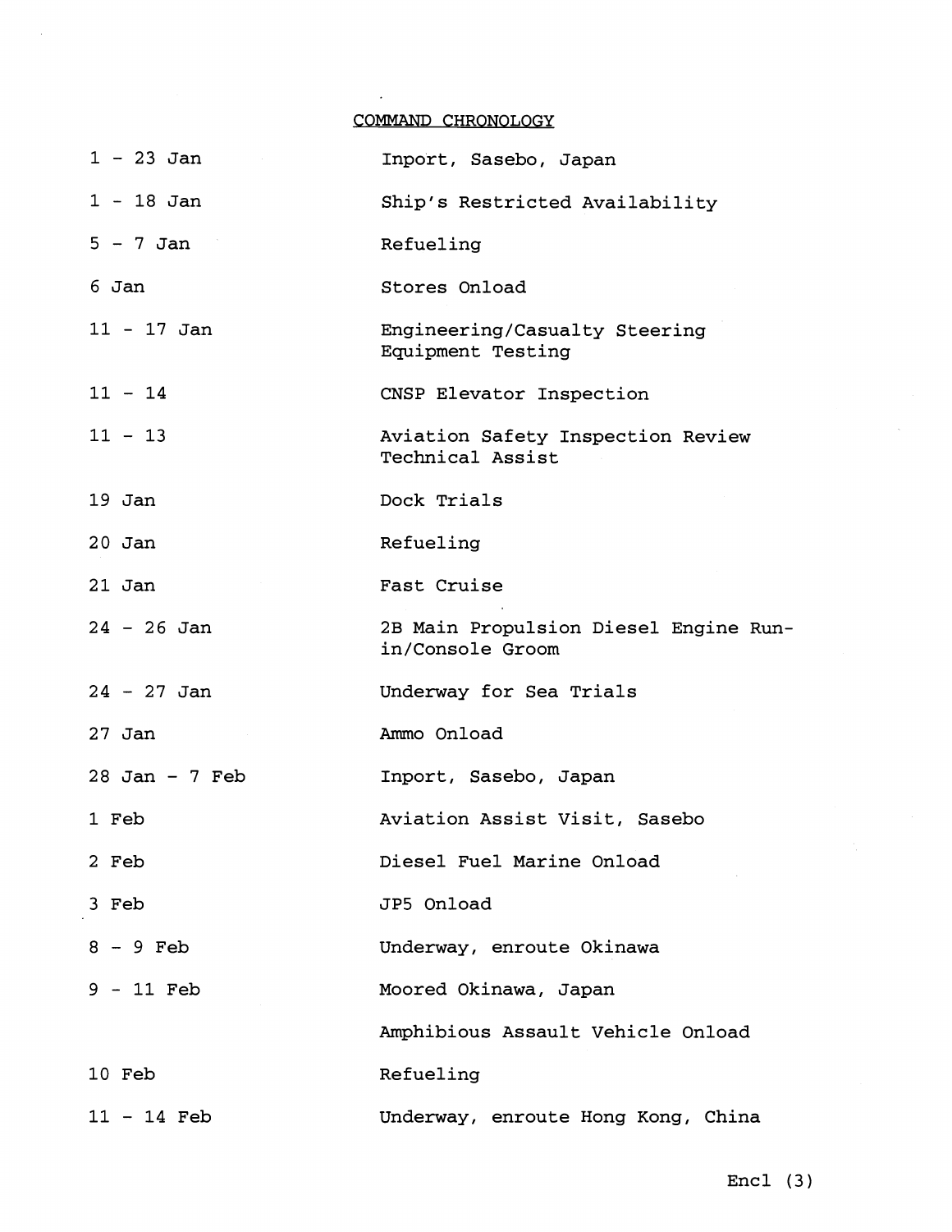## COMMAND CHRONOLOGY

| | |
|---|---|
| 1 - 23 Jan | Inport, Sasebo, Japan |
| 1 - 18 Jan | Ship's Restricted Availability |
| 5 - 7 Jan | Refueling |
| 6 Jan | Stores Onload |
| 11 - 17 Jan | Engineering/Casualty Steering Equipment Testing |
| 11 - 14 | CNSP Elevator Inspection |
| 11 - 13 | Aviation Safety Inspection Review Technical Assist |
| 19 Jan | Dock Trials |
| 20 Jan | Refueling |
| 21 Jan | Fast Cruise |
| 24 - 26 Jan | 2B Main Propulsion Diesel Engine Run-in/Console Groom |
| 24 - 27 Jan | Underway for Sea Trials |
| 27 Jan | Ammo Onload |
| 28 Jan - 7 Feb | Inport, Sasebo, Japan |
| 1 Feb | Aviation Assist Visit, Sasebo |
| 2 Feb | Diesel Fuel Marine Onload |
| 3 Feb | JP5 Onload |
| 8 - 9 Feb | Underway, enroute Okinawa |
| 9 - 11 Feb | Moored Okinawa, Japan |
| | Amphibious Assault Vehicle Onload |
| 10 Feb | Refueling |
| 11 - 14 Feb | Underway, enroute Hong Kong, China |

Encl (3)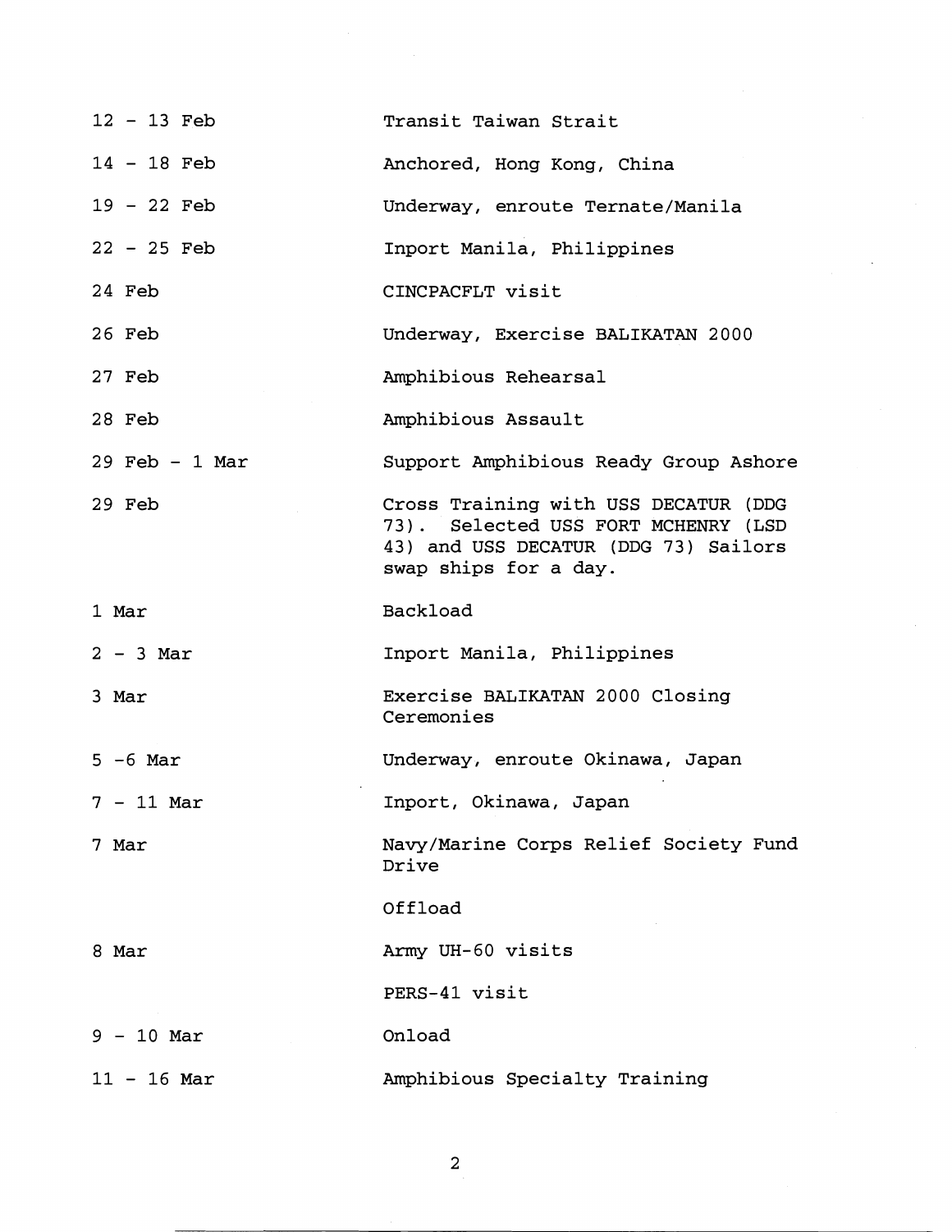| | |
|---|---|
| 12 - 13 Feb | Transit Taiwan Strait |
| 14 - 18 Feb | Anchored, Hong Kong, China |
| 19 - 22 Feb | Underway, enroute Ternate/Manila |
| 22 - 25 Feb | Inport Manila, Philippines |
| 24 Feb | CINCPACFLT visit |
| 26 Feb | Underway, Exercise BALIKATAN 2000 |
| 27 Feb | Amphibious Rehearsal |
| 28 Feb | Amphibious Assault |
| 29 Feb - 1 Mar | Support Amphibious Ready Group Ashore |
| 29 Feb | Cross Training with USS DECATUR (DDG 73). Selected USS FORT MCHENRY (LSD 43) and USS DECATUR (DDG 73) Sailors swap ships for a day. |
| 1 Mar | Backload |
| 2 - 3 Mar | Inport Manila, Philippines |
| 3 Mar | Exercise BALIKATAN 2000 Closing Ceremonies |
| 5 -6 Mar | Underway, enroute Okinawa, Japan |
| 7 - 11 Mar | Inport, Okinawa, Japan |
| 7 Mar | Navy/Marine Corps Relief Society Fund Drive |
| | Offload |
| 8 Mar | Army UH-60 visits |
| | PERS-41 visit |
| 9 - 10 Mar | Onload |
| 11 - 16 Mar | Amphibious Specialty Training |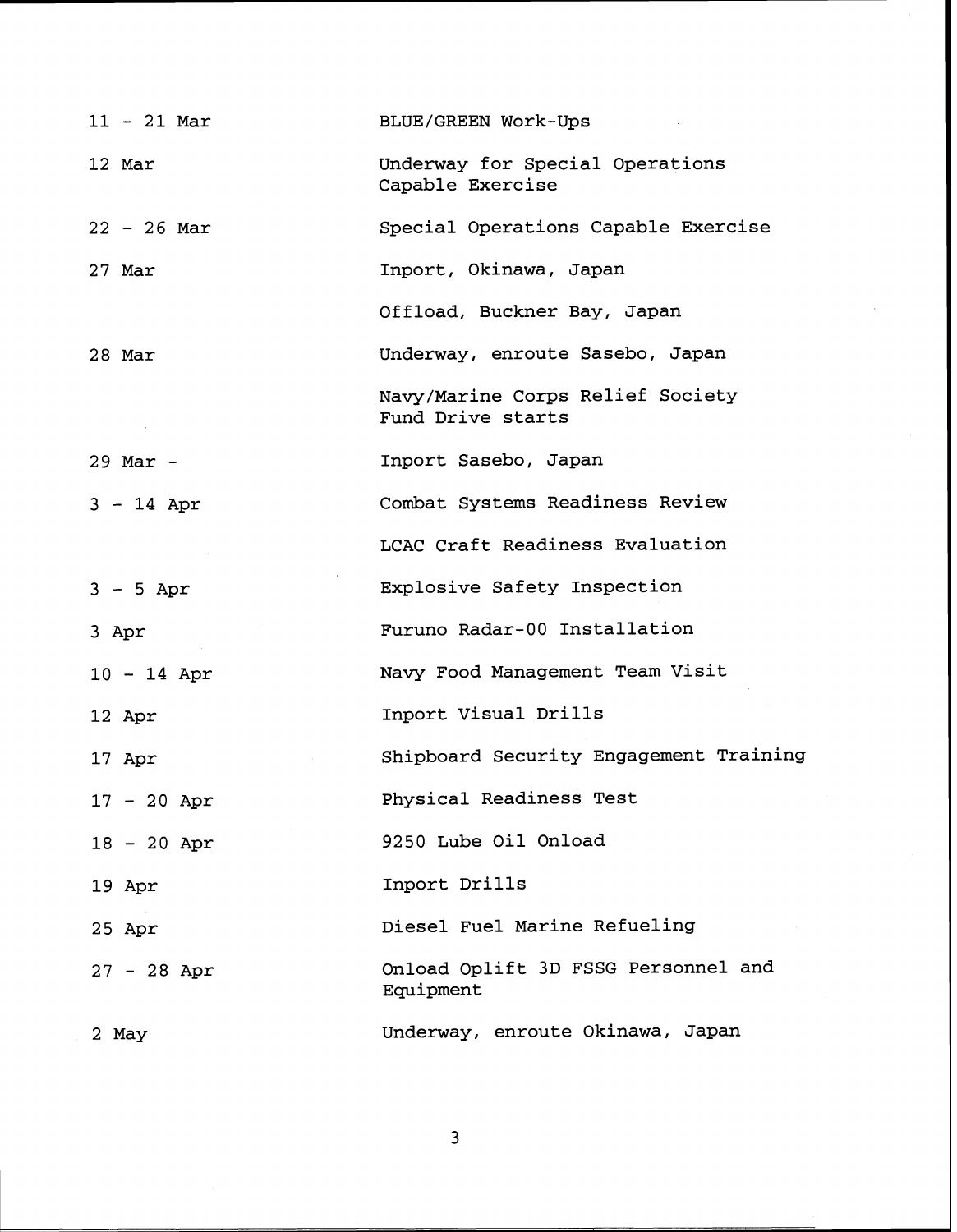| | |
|---|---|
| 11 - 21 Mar | BLUE/GREEN Work-Ups |
| 12 Mar | Underway for Special Operations Capable Exercise |
| 22 - 26 Mar | Special Operations Capable Exercise |
| 27 Mar | Inport, Okinawa, Japan |
| | Offload, Buckner Bay, Japan |
| 28 Mar | Underway, enroute Sasebo, Japan |
| | Navy/Marine Corps Relief Society Fund Drive starts |
| 29 Mar - | Inport Sasebo, Japan |
| 3 - 14 Apr | Combat Systems Readiness Review |
| | LCAC Craft Readiness Evaluation |
| 3 - 5 Apr | Explosive Safety Inspection |
| 3 Apr | Furuno Radar-00 Installation |
| 10 - 14 Apr | Navy Food Management Team Visit |
| 12 Apr | Inport Visual Drills |
| 17 Apr | Shipboard Security Engagement Training |
| 17 - 20 Apr | Physical Readiness Test |
| 18 - 20 Apr | 9250 Lube Oil Onload |
| 19 Apr | Inport Drills |
| 25 Apr | Diesel Fuel Marine Refueling |
| 27 - 28 Apr | Onload Oplift 3D FSSG Personnel and Equipment |
| 2 May | Underway, enroute Okinawa, Japan |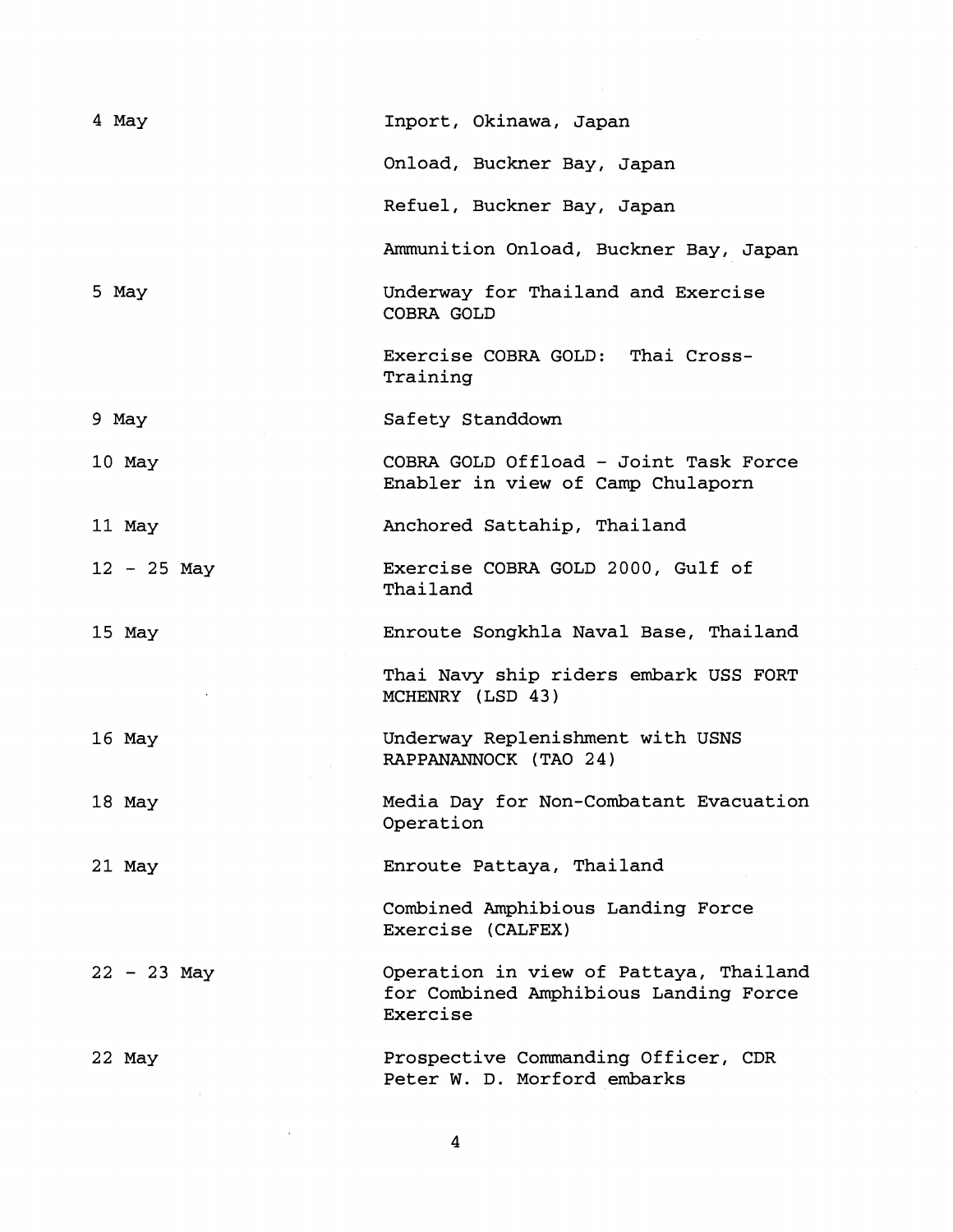| | |
|---|---|
| 4 May | Inport, Okinawa, Japan |
| | Onload, Buckner Bay, Japan |
| | Refuel, Buckner Bay, Japan |
| | Ammunition Onload, Buckner Bay, Japan |
| 5 May | Underway for Thailand and Exercise COBRA GOLD |
| | Exercise COBRA GOLD: Thai Cross-Training |
| 9 May | Safety Standdown |
| 10 May | COBRA GOLD Offload - Joint Task Force Enabler in view of Camp Chulaporn |
| 11 May | Anchored Sattahip, Thailand |
| 12 - 25 May | Exercise COBRA GOLD 2000, Gulf of Thailand |
| 15 May | Enroute Songkhla Naval Base, Thailand |
| | Thai Navy ship riders embark USS FORT MCHENRY (LSD 43) |
| 16 May | Underway Replenishment with USNS RAPPANANNOCK (TAO 24) |
| 18 May | Media Day for Non-Combatant Evacuation Operation |
| 21 May | Enroute Pattaya, Thailand |
| | Combined Amphibious Landing Force Exercise (CALFEX) |
| 22 - 23 May | Operation in view of Pattaya, Thailand for Combined Amphibious Landing Force Exercise |
| 22 May | Prospective Commanding Officer, CDR Peter W. D. Morford embarks |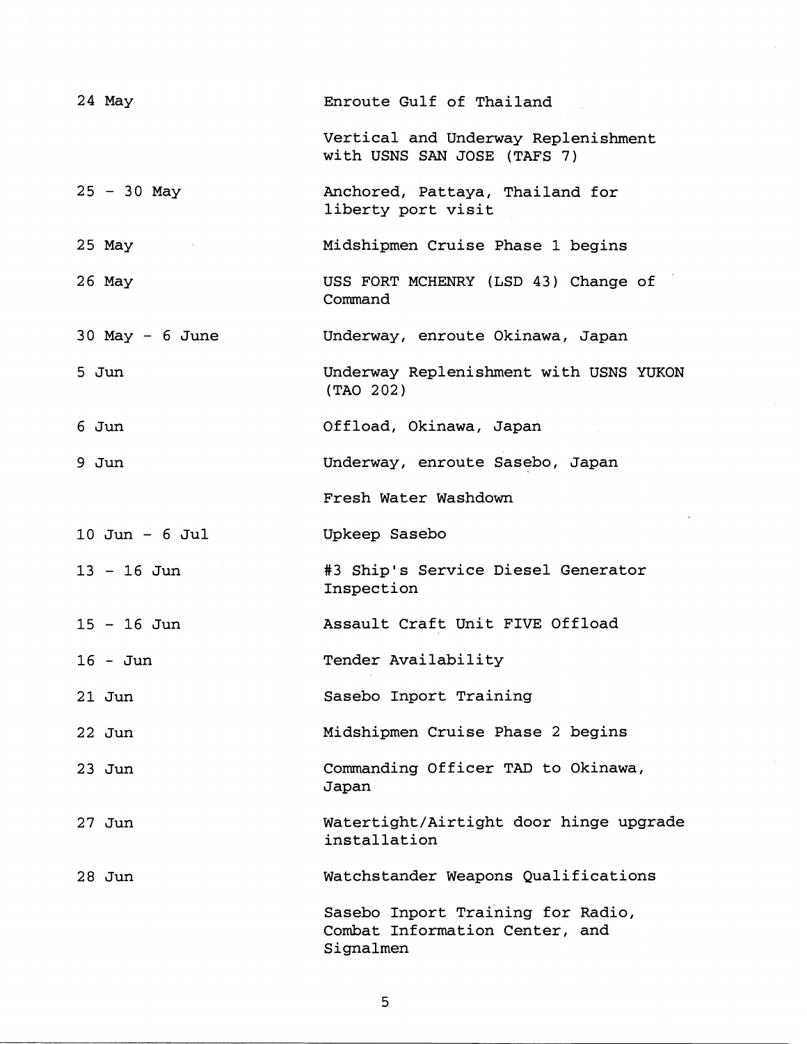| | |
|---|---|
| 24 May | Enroute Gulf of Thailand |
| | Vertical and Underway Replenishment with USNS SAN JOSE (TAFS 7) |
| 25 - 30 May | Anchored, Pattaya, Thailand for liberty port visit |
| 25 May | Midshipmen Cruise Phase 1 begins |
| 26 May | USS FORT MCHENRY (LSD 43) Change of Command |
| 30 May - 6 June | Underway, enroute Okinawa, Japan |
| 5 Jun | Underway Replenishment with USNS YUKON (TAO 202) |
| 6 Jun | Offload, Okinawa, Japan |
| 9 Jun | Underway, enroute Sasebo, Japan |
| | Fresh Water Washdown |
| 10 Jun - 6 Jul | Upkeep Sasebo |
| 13 - 16 Jun | #3 Ship's Service Diesel Generator Inspection |
| 15 - 16 Jun | Assault Craft Unit FIVE Offload |
| 16 - Jun | Tender Availability |
| 21 Jun | Sasebo Inport Training |
| 22 Jun | Midshipmen Cruise Phase 2 begins |
| 23 Jun | Commanding Officer TAD to Okinawa, Japan |
| 27 Jun | Watertight/Airtight door hinge upgrade installation |
| 28 Jun | Watchstander Weapons Qualifications |
| | Sasebo Inport Training for Radio, Combat Information Center, and Signalmen |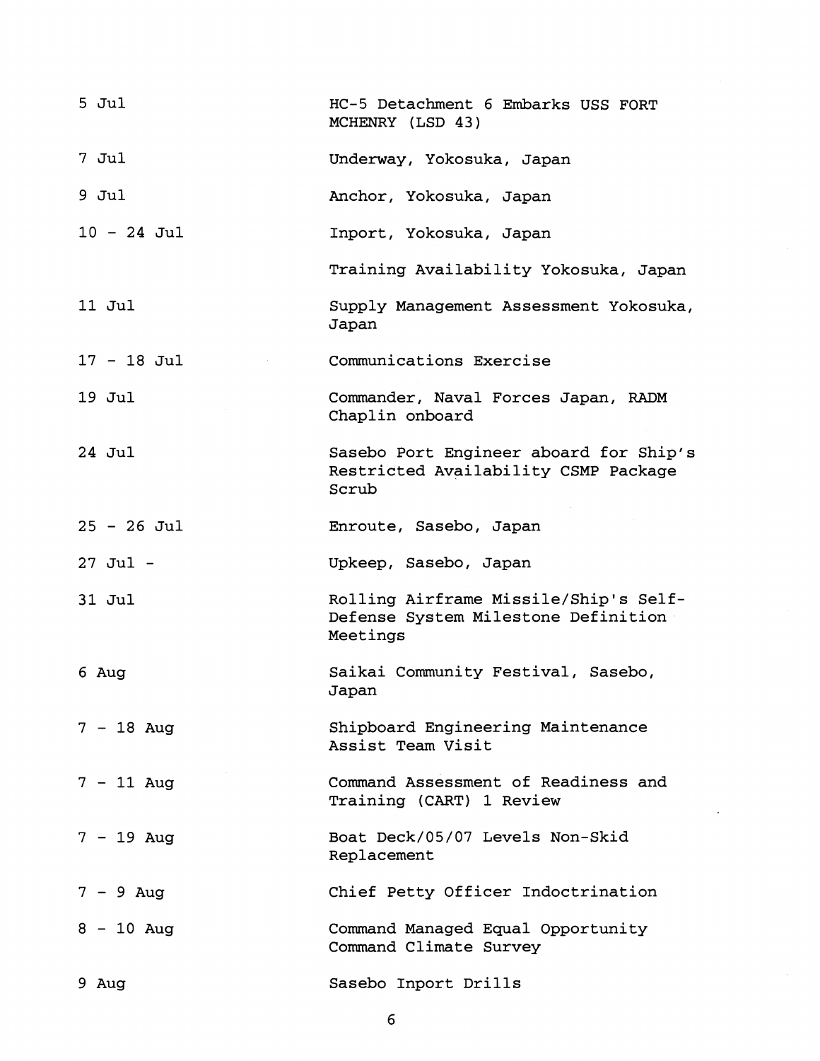| | |
|---|---|
| 5 Jul | HC-5 Detachment 6 Embarks USS FORT MCHENRY (LSD 43) |
| 7 Jul | Underway, Yokosuka, Japan |
| 9 Jul | Anchor, Yokosuka, Japan |
| 10 - 24 Jul | Inport, Yokosuka, Japan |
| | Training Availability Yokosuka, Japan |
| 11 Jul | Supply Management Assessment Yokosuka, Japan |
| 17 - 18 Jul | Communications Exercise |
| 19 Jul | Commander, Naval Forces Japan, RADM Chaplin onboard |
| 24 Jul | Sasebo Port Engineer aboard for Ship's Restricted Availability CSMP Package Scrub |
| 25 - 26 Jul | Enroute, Sasebo, Japan |
| 27 Jul - | Upkeep, Sasebo, Japan |
| 31 Jul | Rolling Airframe Missile/Ship's Self-Defense System Milestone Definition Meetings |
| 6 Aug | Saikai Community Festival, Sasebo, Japan |
| 7 - 18 Aug | Shipboard Engineering Maintenance Assist Team Visit |
| 7 - 11 Aug | Command Assessment of Readiness and Training (CART) 1 Review |
| 7 - 19 Aug | Boat Deck/05/07 Levels Non-Skid Replacement |
| 7 - 9 Aug | Chief Petty Officer Indoctrination |
| 8 - 10 Aug | Command Managed Equal Opportunity Command Climate Survey |
| 9 Aug | Sasebo Inport Drills |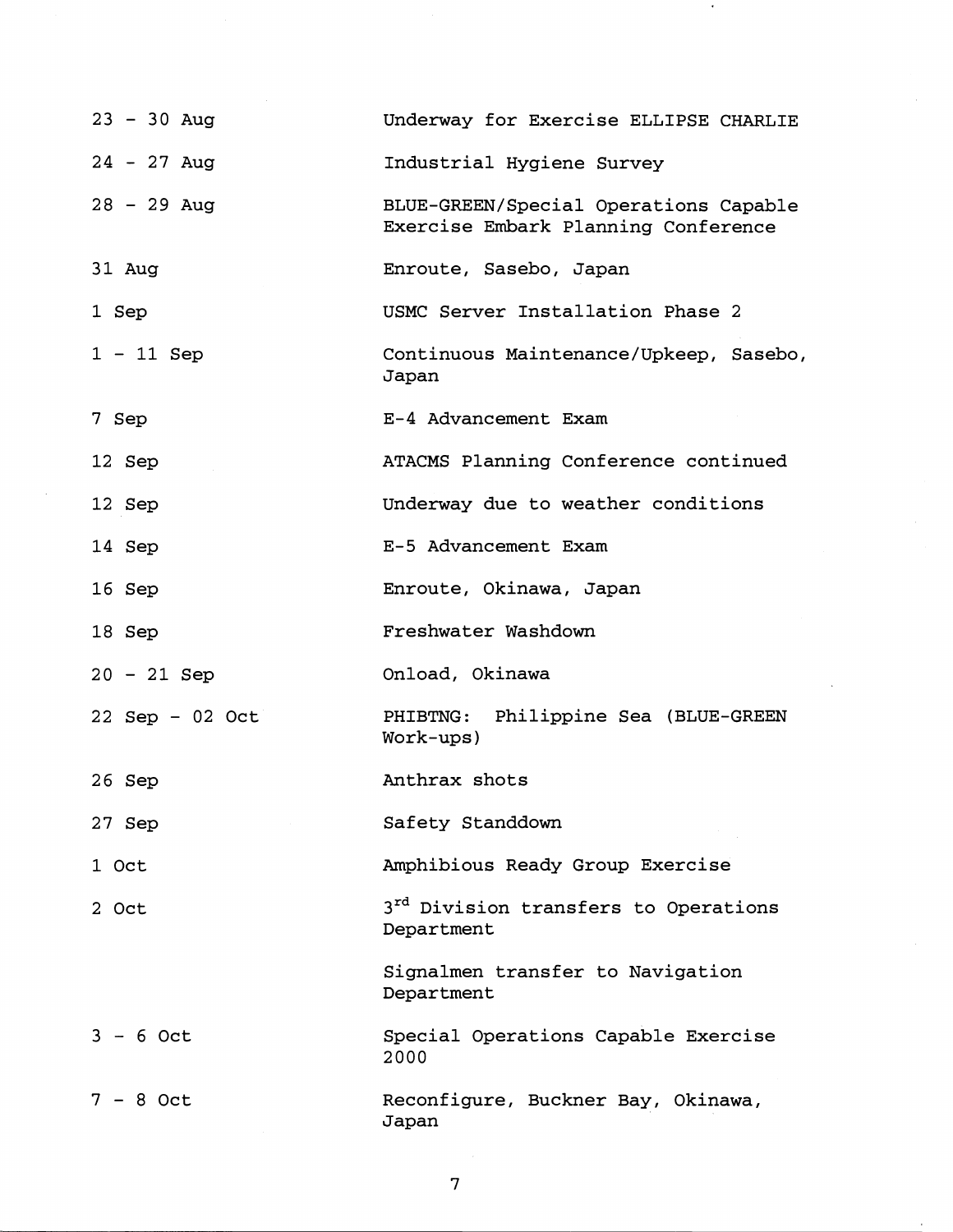| | |
|---|---|
| 23 - 30 Aug | Underway for Exercise ELLIPSE CHARLIE |
| 24 - 27 Aug | Industrial Hygiene Survey |
| 28 - 29 Aug | BLUE-GREEN/Special Operations Capable Exercise Embark Planning Conference |
| 31 Aug | Enroute, Sasebo, Japan |
| 1 Sep | USMC Server Installation Phase 2 |
| 1 - 11 Sep | Continuous Maintenance/Upkeep, Sasebo, Japan |
| 7 Sep | E-4 Advancement Exam |
| 12 Sep | ATACMS Planning Conference continued |
| 12 Sep | Underway due to weather conditions |
| 14 Sep | E-5 Advancement Exam |
| 16 Sep | Enroute, Okinawa, Japan |
| 18 Sep | Freshwater Washdown |
| 20 - 21 Sep | Onload, Okinawa |
| 22 Sep - 02 Oct | PHIBTNG: Philippine Sea (BLUE-GREEN Work-ups) |
| 26 Sep | Anthrax shots |
| 27 Sep | Safety Standdown |
| 1 Oct | Amphibious Ready Group Exercise |
| 2 Oct | 3rd Division transfers to Operations Department |
| | Signalmen transfer to Navigation Department |
| 3 - 6 Oct | Special Operations Capable Exercise 2000 |
| 7 - 8 Oct | Reconfigure, Buckner Bay, Okinawa, Japan |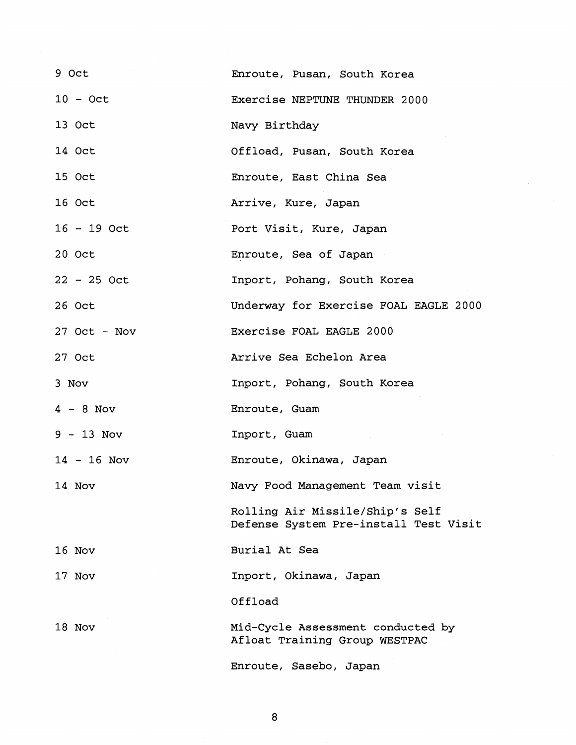| | |
|---|---|
| 9 Oct | Enroute, Pusan, South Korea |
| 10 - Oct | Exercise NEPTUNE THUNDER 2000 |
| 13 Oct | Navy Birthday |
| 14 Oct | Offload, Pusan, South Korea |
| 15 Oct | Enroute, East China Sea |
| 16 Oct | Arrive, Kure, Japan |
| 16 - 19 Oct | Port Visit, Kure, Japan |
| 20 Oct | Enroute, Sea of Japan |
| 22 - 25 Oct | Inport, Pohang, South Korea |
| 26 Oct | Underway for Exercise FOAL EAGLE 2000 |
| 27 Oct - Nov | Exercise FOAL EAGLE 2000 |
| 27 Oct | Arrive Sea Echelon Area |
| 3 Nov | Inport, Pohang, South Korea |
| 4 - 8 Nov | Enroute, Guam |
| 9 - 13 Nov | Inport, Guam |
| 14 - 16 Nov | Enroute, Okinawa, Japan |
| 14 Nov | Navy Food Management Team visit |
| | Rolling Air Missile/Ship's Self Defense System Pre-install Test Visit |
| 16 Nov | Burial At Sea |
| 17 Nov | Inport, Okinawa, Japan |
| | Offload |
| 18 Nov | Mid-Cycle Assessment conducted by Afloat Training Group WESTPAC |
| | Enroute, Sasebo, Japan |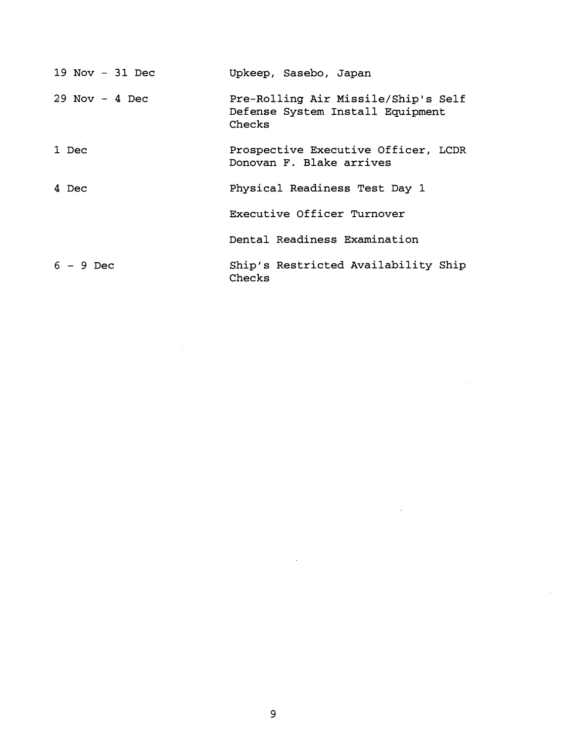| | |
|---|---|
| 19 Nov - 31 Dec | Upkeep, Sasebo, Japan |
| 29 Nov - 4 Dec | Pre-Rolling Air Missile/Ship's Self Defense System Install Equipment Checks |
| 1 Dec | Prospective Executive Officer, LCDR Donovan F. Blake arrives |
| 4 Dec | Physical Readiness Test Day 1 |
| | Executive Officer Turnover |
| | Dental Readiness Examination |
| 6 - 9 Dec | Ship's Restricted Availability Ship Checks |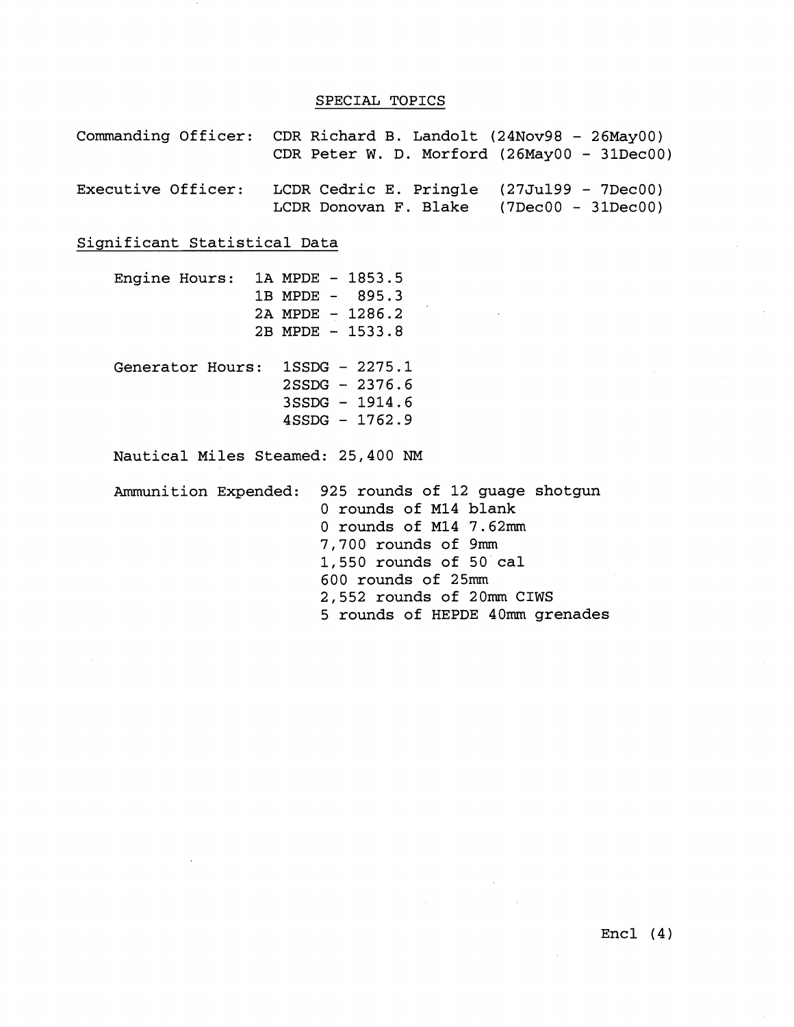## SPECIAL TOPICS

Commanding Officer: CDR Richard B. Landolt (24Nov98 - 26May00)
CDR Peter W. D. Morford (26May00 - 31Dec00)

Executive Officer: LCDR Cedric E. Pringle (27Jul99 - 7Dec00)
LCDR Donovan F. Blake (7Dec00 - 31Dec00)

### Significant Statistical Data

Engine Hours:
- 1A MPDE - 1853.5
- 1B MPDE - 895.3
- 2A MPDE - 1286.2
- 2B MPDE - 1533.8

Generator Hours:
- 1SSDG - 2275.1
- 2SSDG - 2376.6
- 3SSDG - 1914.6
- 4SSDG - 1762.9

Nautical Miles Steamed: 25,400 NM

Ammunition Expended:
- 925 rounds of 12 guage shotgun
- 0 rounds of M14 blank
- 0 rounds of M14 7.62mm
- 7,700 rounds of 9mm
- 1,550 rounds of 50 cal
- 600 rounds of 25mm
- 2,552 rounds of 20mm CIWS
- 5 rounds of HEPDE 40mm grenades

Encl (4)